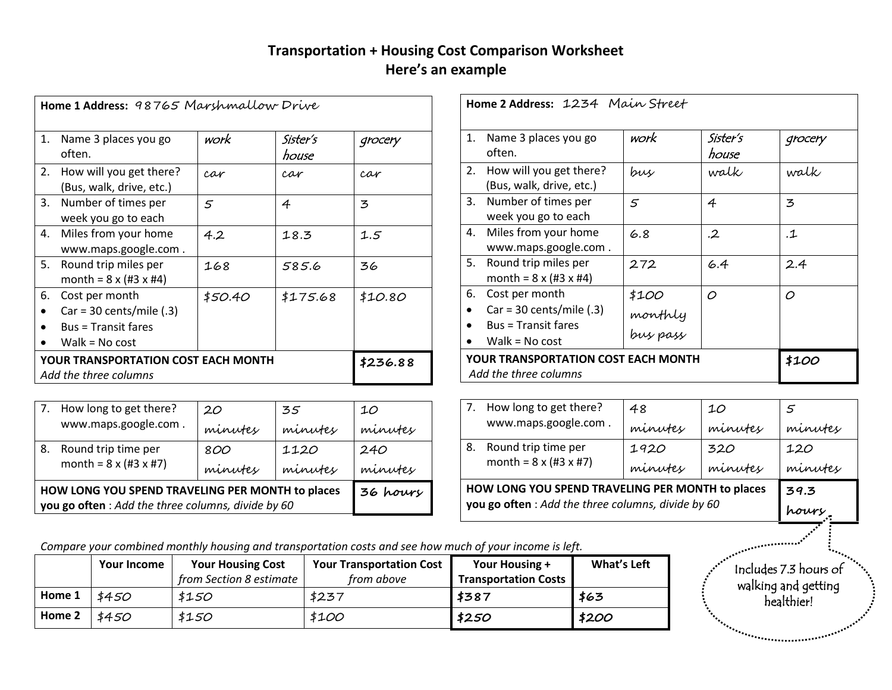# Transportation + Housing Cost Comparison Worksheet
## Here's an example

**Home 1 Address:** 98765 Marshmallow Drive

| | | | |
|---|---|---|---|
| 1. Name 3 places you go often. | work | Sister's house | grocery |
| 2. How will you get there? (Bus, walk, drive, etc.) | car | car | car |
| 3. Number of times per week you go to each | 5 | 4 | 3 |
| 4. Miles from your home www.maps.google.com . | 4.2 | 18.3 | 1.5 |
| 5. Round trip miles per month = 8 x (#3 x #4) | 168 | 585.6 | 36 |
| 6. Cost per month<br>• Car = 30 cents/mile (.3)<br>• Bus = Transit fares<br>• Walk = No cost | $50.40 | $175.68 | $10.80 |
| **YOUR TRANSPORTATION COST EACH MONTH** *Add the three columns* | | | **$236.88** |

| | | | |
|---|---|---|---|
| 7. How long to get there? www.maps.google.com . | 20 minutes | 35 minutes | 10 minutes |
| 8. Round trip time per month = 8 x (#3 x #7) | 800 minutes | 1120 minutes | 240 minutes |
| **HOW LONG YOU SPEND TRAVELING PER MONTH to places you go often** : *Add the three columns, divide by 60* | | | **36 hours** |

**Home 2 Address:** 1234 Main Street

| | | | |
|---|---|---|---|
| 1. Name 3 places you go often. | work | Sister's house | grocery |
| 2. How will you get there? (Bus, walk, drive, etc.) | bus | walk | walk |
| 3. Number of times per week you go to each | 5 | 4 | 3 |
| 4. Miles from your home www.maps.google.com . | 6.8 | .2 | .1 |
| 5. Round trip miles per month = 8 x (#3 x #4) | 272 | 6.4 | 2.4 |
| 6. Cost per month<br>• Car = 30 cents/mile (.3)<br>• Bus = Transit fares<br>• Walk = No cost | $100 monthly bus pass | 0 | 0 |
| **YOUR TRANSPORTATION COST EACH MONTH** *Add the three columns* | | | **$100** |

| | | | |
|---|---|---|---|
| 7. How long to get there? www.maps.google.com . | 48 minutes | 10 minutes | 5 minutes |
| 8. Round trip time per month = 8 x (#3 x #7) | 1920 minutes | 320 minutes | 120 minutes |
| **HOW LONG YOU SPEND TRAVELING PER MONTH to places you go often** : *Add the three columns, divide by 60* | | | **39.3 hours** |

Includes 7.3 hours of walking and getting healthier!

*Compare your combined monthly housing and transportation costs and see how much of your income is left.*

| | Your Income | Your Housing Cost *from Section 8 estimate* | Your Transportation Cost *from above* | Your Housing + Transportation Costs | What's Left |
|---|---|---|---|---|---|
| **Home 1** | $450 | $150 | $237 | **$387** | **$63** |
| **Home 2** | $450 | $150 | $100 | **$250** | **$200** |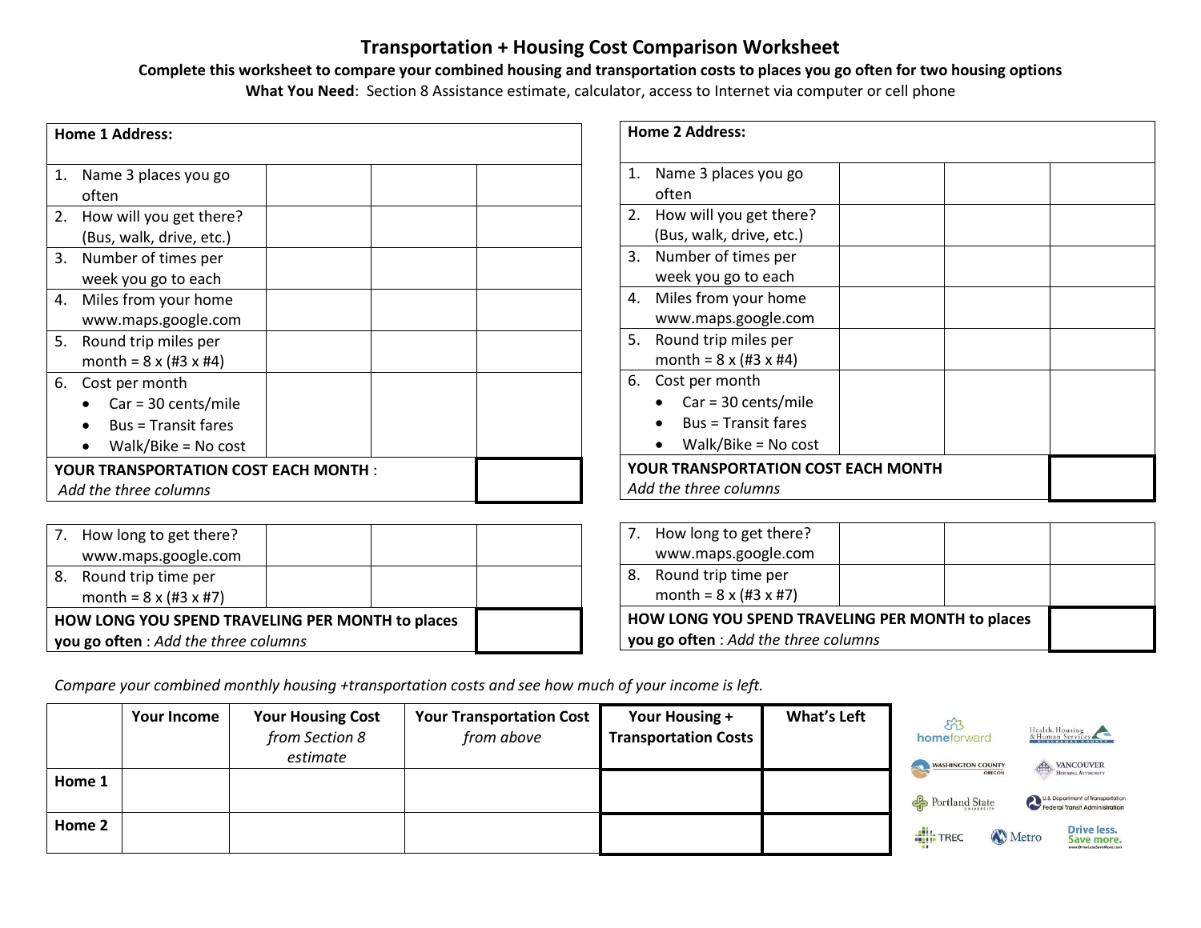# Transportation + Housing Cost Comparison Worksheet

**Complete this worksheet to compare your combined housing and transportation costs to places you go often for two housing options**

**What You Need**: Section 8 Assistance estimate, calculator, access to Internet via computer or cell phone

| **Home 1 Address:** | | | |
|---|---|---|---|
| 1. Name 3 places you go often | | | |
| 2. How will you get there? (Bus, walk, drive, etc.) | | | |
| 3. Number of times per week you go to each | | | |
| 4. Miles from your home www.maps.google.com | | | |
| 5. Round trip miles per month = 8 x (#3 x #4) | | | |
| 6. Cost per month <br>• Car = 30 cents/mile <br>• Bus = Transit fares <br>• Walk/Bike = No cost | | | |
| **YOUR TRANSPORTATION COST EACH MONTH** : *Add the three columns* | | | |

| | | | |
|---|---|---|---|
| 7. How long to get there? www.maps.google.com | | | |
| 8. Round trip time per month = 8 x (#3 x #7) | | | |
| **HOW LONG YOU SPEND TRAVELING PER MONTH to places you go often** : *Add the three columns* | | | |

| **Home 2 Address:** | | | |
|---|---|---|---|
| 1. Name 3 places you go often | | | |
| 2. How will you get there? (Bus, walk, drive, etc.) | | | |
| 3. Number of times per week you go to each | | | |
| 4. Miles from your home www.maps.google.com | | | |
| 5. Round trip miles per month = 8 x (#3 x #4) | | | |
| 6. Cost per month <br>• Car = 30 cents/mile <br>• Bus = Transit fares <br>• Walk/Bike = No cost | | | |
| **YOUR TRANSPORTATION COST EACH MONTH** *Add the three columns* | | | |

| | | | |
|---|---|---|---|
| 7. How long to get there? www.maps.google.com | | | |
| 8. Round trip time per month = 8 x (#3 x #7) | | | |
| **HOW LONG YOU SPEND TRAVELING PER MONTH to places you go often** : *Add the three columns* | | | |

*Compare your combined monthly housing +transportation costs and see how much of your income is left.*

| | **Your Income** | **Your Housing Cost** *from Section 8 estimate* | **Your Transportation Cost** *from above* | **Your Housing + Transportation Costs** | **What's Left** |
|---|---|---|---|---|---|
| **Home 1** | | | | | |
| **Home 2** | | | | | |

homeforward | Health, Housing & Human Services Clackamas County | Washington County Oregon | Vancouver Housing Authority | Portland State University | U.S. Department of Transportation Federal Transit Administration | TREC | Metro | Drive less. Save more.